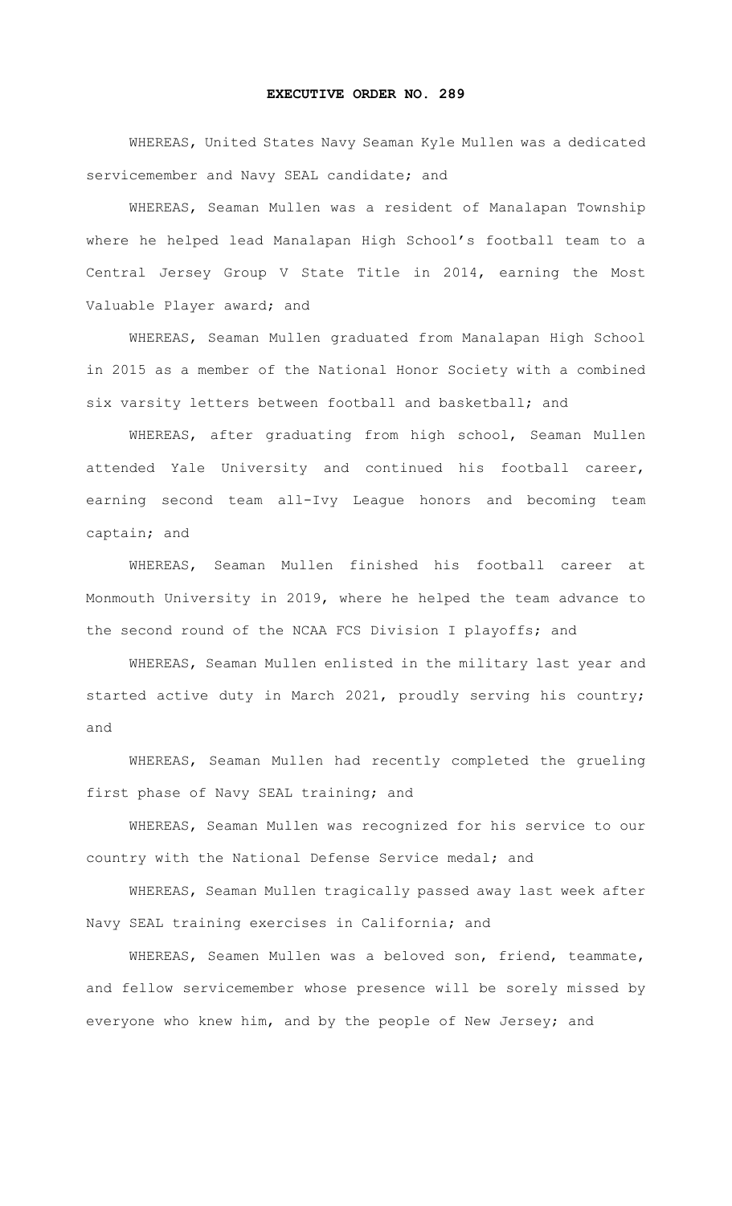# EXECUTIVE ORDER NO. 289

WHEREAS, United States Navy Seaman Kyle Mullen was a dedicated servicemember and Navy SEAL candidate; and

WHEREAS, Seaman Mullen was a resident of Manalapan Township where he helped lead Manalapan High School's football team to a Central Jersey Group V State Title in 2014, earning the Most Valuable Player award; and

WHEREAS, Seaman Mullen graduated from Manalapan High School in 2015 as a member of the National Honor Society with a combined six varsity letters between football and basketball; and

WHEREAS, after graduating from high school, Seaman Mullen attended Yale University and continued his football career, earning second team all-Ivy League honors and becoming team captain; and

WHEREAS, Seaman Mullen finished his football career at Monmouth University in 2019, where he helped the team advance to the second round of the NCAA FCS Division I playoffs; and

WHEREAS, Seaman Mullen enlisted in the military last year and started active duty in March 2021, proudly serving his country; and

WHEREAS, Seaman Mullen had recently completed the grueling first phase of Navy SEAL training; and

WHEREAS, Seaman Mullen was recognized for his service to our country with the National Defense Service medal; and

WHEREAS, Seaman Mullen tragically passed away last week after Navy SEAL training exercises in California; and

WHEREAS, Seamen Mullen was a beloved son, friend, teammate, and fellow servicemember whose presence will be sorely missed by everyone who knew him, and by the people of New Jersey; and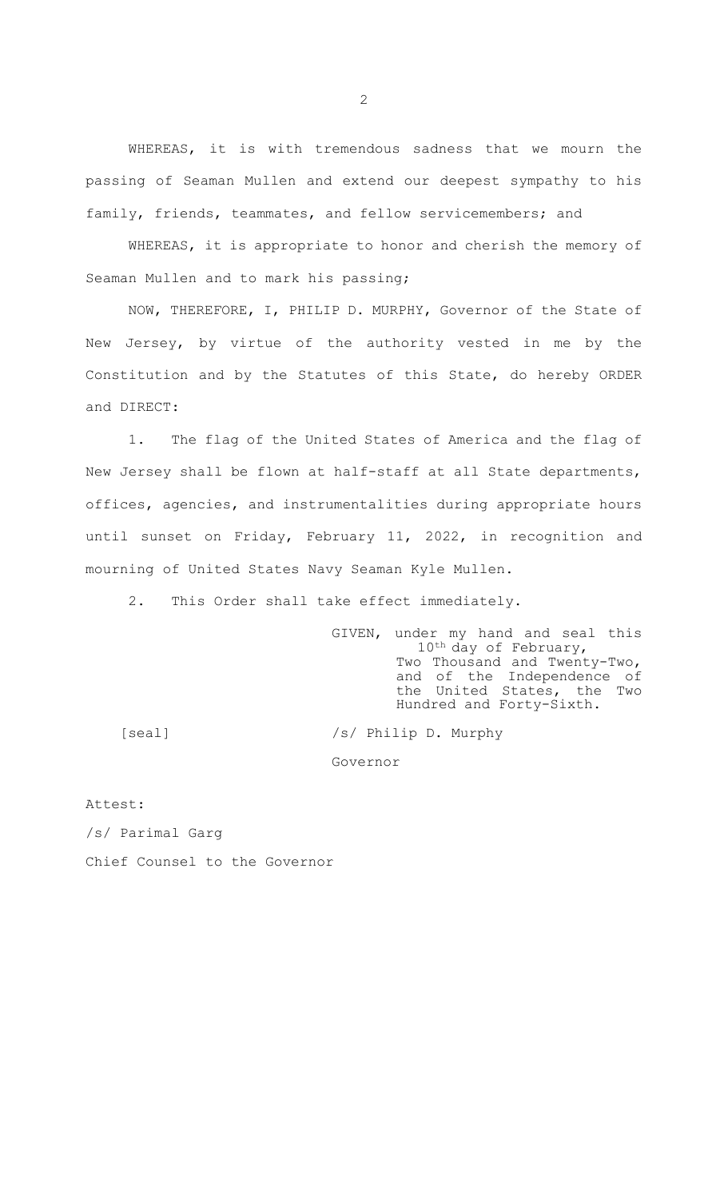WHEREAS, it is with tremendous sadness that we mourn the passing of Seaman Mullen and extend our deepest sympathy to his family, friends, teammates, and fellow servicemembers; and

WHEREAS, it is appropriate to honor and cherish the memory of Seaman Mullen and to mark his passing;

NOW, THEREFORE, I, PHILIP D. MURPHY, Governor of the State of New Jersey, by virtue of the authority vested in me by the Constitution and by the Statutes of this State, do hereby ORDER and DIRECT:

1. The flag of the United States of America and the flag of New Jersey shall be flown at half-staff at all State departments, offices, agencies, and instrumentalities during appropriate hours until sunset on Friday, February 11, 2022, in recognition and mourning of United States Navy Seaman Kyle Mullen.

2. This Order shall take effect immediately.

GIVEN, under my hand and seal this 10th day of February, Two Thousand and Twenty-Two, and of the Independence of the United States, the Two Hundred and Forty-Sixth.

[seal]

/s/ Philip D. Murphy

Governor

Attest:

/s/ Parimal Garg

Chief Counsel to the Governor